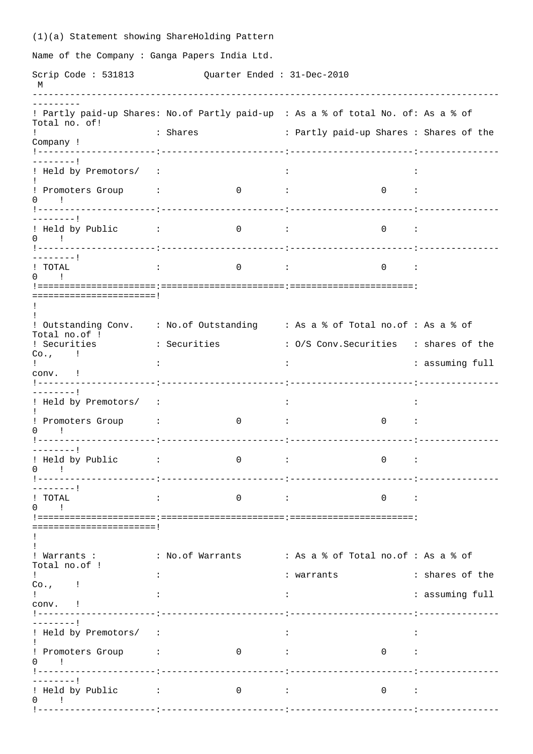(1)(a) Statement showing ShareHolding Pattern

Name of the Company : Ganga Papers India Ltd.

Scrip Code : 531813 Quarter Ended : 31-Dec-2010

M

| Partly paid-up Shares: | No.of Partly paid-up Shares | As a % of total No. of: Partly paid-up Shares | As a % of Total no. of Shares of the Company |
|---|---|---|---|
| Held by Premotors/ Promoters Group | 0 | 0 | 0 |
| Held by Public | 0 | 0 | 0 |
| TOTAL | 0 | 0 | 0 |

| Outstanding Conv. Securities | No.of Outstanding Securities | As a % of Total no.of O/S Conv.Securities | As a % of Total no.of shares of the Co., assuming full conv. |
|---|---|---|---|
| Held by Premotors/ Promoters Group | 0 | 0 | 0 |
| Held by Public | 0 | 0 | 0 |
| TOTAL | 0 | 0 | 0 |

| Warrants : | No.of Warrants | As a % of Total no.of warrants | As a % of Total no.of shares of the Co., assuming full conv. |
|---|---|---|---|
| Held by Premotors/ Promoters Group | 0 | 0 | 0 |
| Held by Public | 0 | 0 | 0 |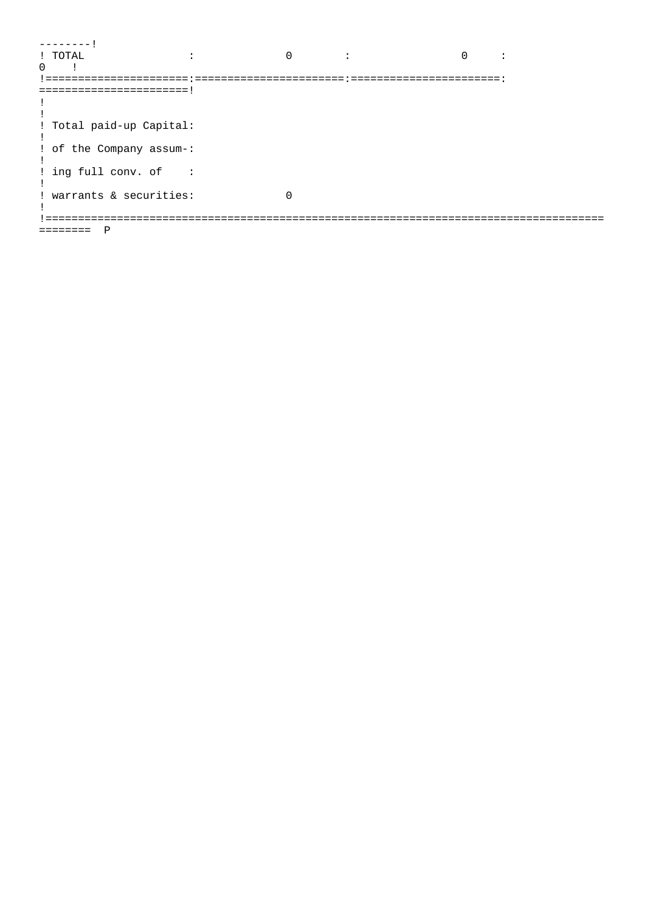| | | | |
|---|---|---|---|
| TOTAL | 0 | 0 | 0 |

| | |
|---|---|
| Total paid-up Capital of the Company assuming full conv. of warrants & securities: | 0 |

P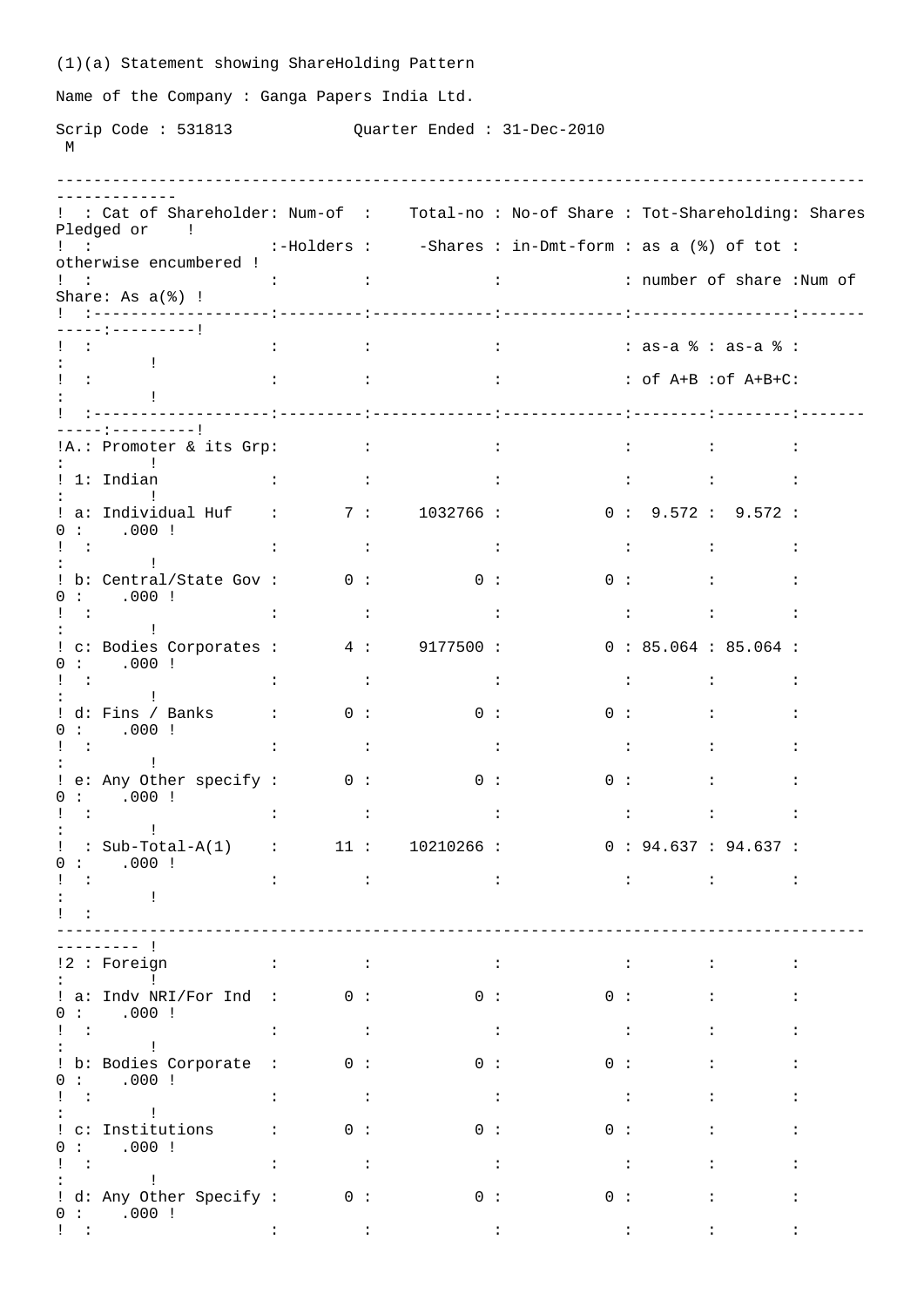(1)(a) Statement showing ShareHolding Pattern

Name of the Company : Ganga Papers India Ltd.

Scrip Code : 531813 Quarter Ended : 31-Dec-2010

M

| | Cat of Shareholder | Num-of -Holders | Total-no -Shares | No-of Share in-Dmt-form | Tot-Shareholding: as a (%) of tot number of share as-a % of A+B | as-a % of A+B+C | Shares Pledged or otherwise encumbered Num of Share | As a(%) |
|---|---|---|---|---|---|---|---|---|
| A. | Promoter & its Grp | | | | | | | |
| 1 | Indian | | | | | | | |
| a | Individual Huf | 7 | 1032766 | 0 | 9.572 | 9.572 | 0 | .000 |
| b | Central/State Gov | 0 | 0 | 0 | | | 0 | .000 |
| c | Bodies Corporates | 4 | 9177500 | 0 | 85.064 | 85.064 | 0 | .000 |
| d | Fins / Banks | 0 | 0 | 0 | | | 0 | .000 |
| e | Any Other specify | 0 | 0 | 0 | | | 0 | .000 |
| | Sub-Total-A(1) | 11 | 10210266 | 0 | 94.637 | 94.637 | 0 | .000 |
| 2 | Foreign | | | | | | | |
| a | Indv NRI/For Ind | 0 | 0 | 0 | | | 0 | .000 |
| b | Bodies Corporate | 0 | 0 | 0 | | | 0 | .000 |
| c | Institutions | 0 | 0 | 0 | | | 0 | .000 |
| d | Any Other Specify | 0 | 0 | 0 | | | 0 | .000 |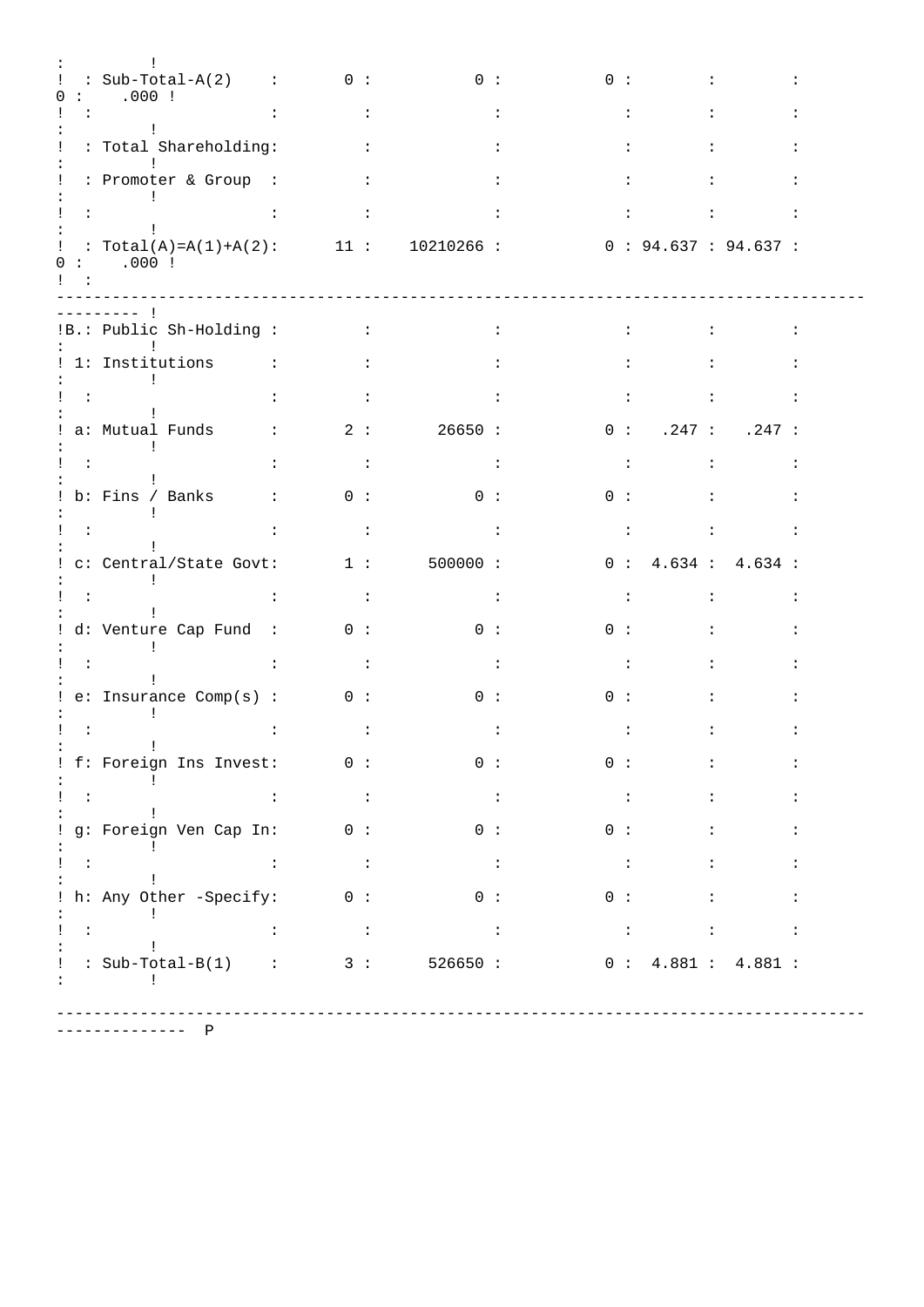| | Category | No. of Shareholders | Total No. of Shares | No. of Shares in Demat | % of (A+B) | % of (A+B+C) | No. of Shares Pledged | % |
|---|---|---|---|---|---|---|---|---|
| | Sub-Total-A(2) | 0 | 0 | 0 | | | 0 | .000 |
| | Total Shareholding: Promoter & Group | | | | | | | |
| | Total(A)=A(1)+A(2) | 11 | 10210266 | 0 | 94.637 | 94.637 | 0 | .000 |
| B. | Public Sh-Holding | | | | | | | |
| 1 | Institutions | | | | | | | |
| a | Mutual Funds | 2 | 26650 | 0 | .247 | .247 | | |
| b | Fins / Banks | 0 | 0 | 0 | | | | |
| c | Central/State Govt | 1 | 500000 | 0 | 4.634 | 4.634 | | |
| d | Venture Cap Fund | 0 | 0 | 0 | | | | |
| e | Insurance Comp(s) | 0 | 0 | 0 | | | | |
| f | Foreign Ins Invest | 0 | 0 | 0 | | | | |
| g | Foreign Ven Cap In | 0 | 0 | 0 | | | | |
| h | Any Other -Specify | 0 | 0 | 0 | | | | |
| | Sub-Total-B(1) | 3 | 526650 | 0 | 4.881 | 4.881 | | |

P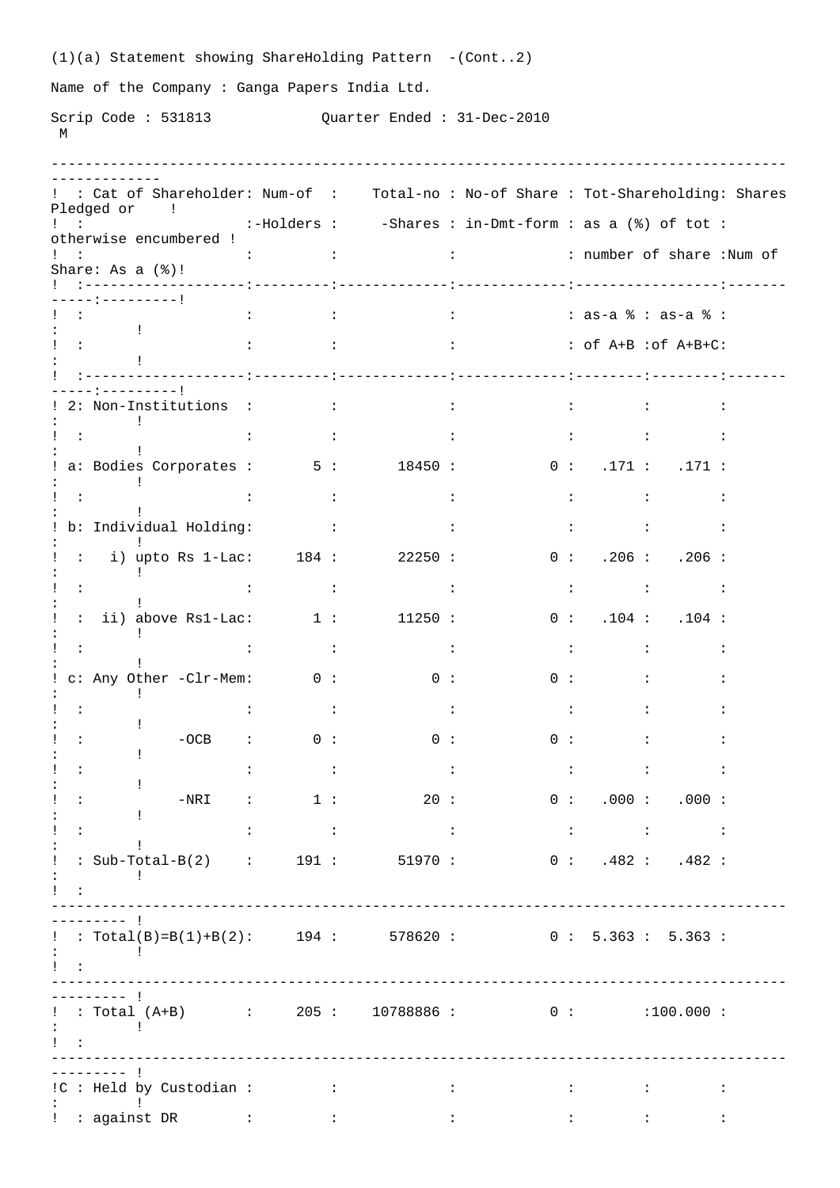(1)(a) Statement showing ShareHolding Pattern -(Cont..2)

Name of the Company : Ganga Papers India Ltd.

Scrip Code : 531813 Quarter Ended : 31-Dec-2010

M

| Cat of Shareholder | Num-of -Holders | Total-no -Shares | No-of Share in-Dmt-form | Tot-Shareholding: as a (%) of tot number of share | | Shares Pledged or otherwise encumbered | |
|---|---|---|---|---|---|---|---|
| | | | | as-a % of A+B | as-a % of A+B+C | Num of Share | As a (%) |
| 2: Non-Institutions | | | | | | | |
| a: Bodies Corporates | 5 | 18450 | 0 | .171 | .171 | | |
| b: Individual Holding: | | | | | | | |
| i) upto Rs 1-Lac | 184 | 22250 | 0 | .206 | .206 | | |
| ii) above Rs1-Lac | 1 | 11250 | 0 | .104 | .104 | | |
| c: Any Other -Clr-Mem | 0 | 0 | 0 | | | | |
| -OCB | 0 | 0 | 0 | | | | |
| -NRI | 1 | 20 | 0 | .000 | .000 | | |
| Sub-Total-B(2) | 191 | 51970 | 0 | .482 | .482 | | |
| Total(B)=B(1)+B(2) | 194 | 578620 | 0 | 5.363 | 5.363 | | |
| Total (A+B) | 205 | 10788886 | 0 | | 100.000 | | |
| C : Held by Custodian against DR | | | | | | | |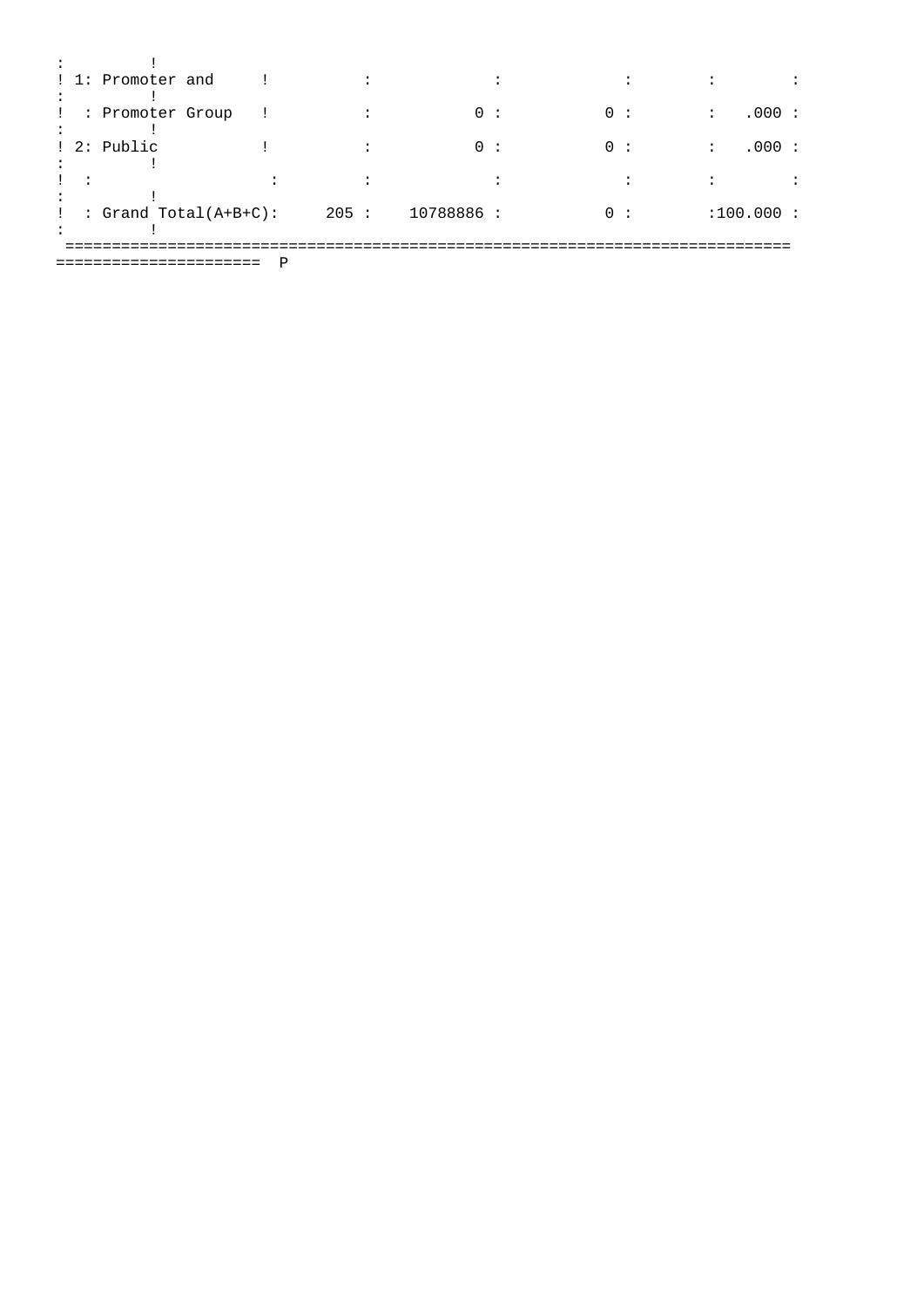| | | | | | | |
|---|---|---|---|---|---|---|
| 1 | Promoter and | | | | | |
| | Promoter Group | | 0 | 0 | | .000 |
| 2 | Public | | 0 | 0 | | .000 |
| | | | | | | |
| | Grand Total(A+B+C): | 205 | 10788886 | 0 | | 100.000 |

P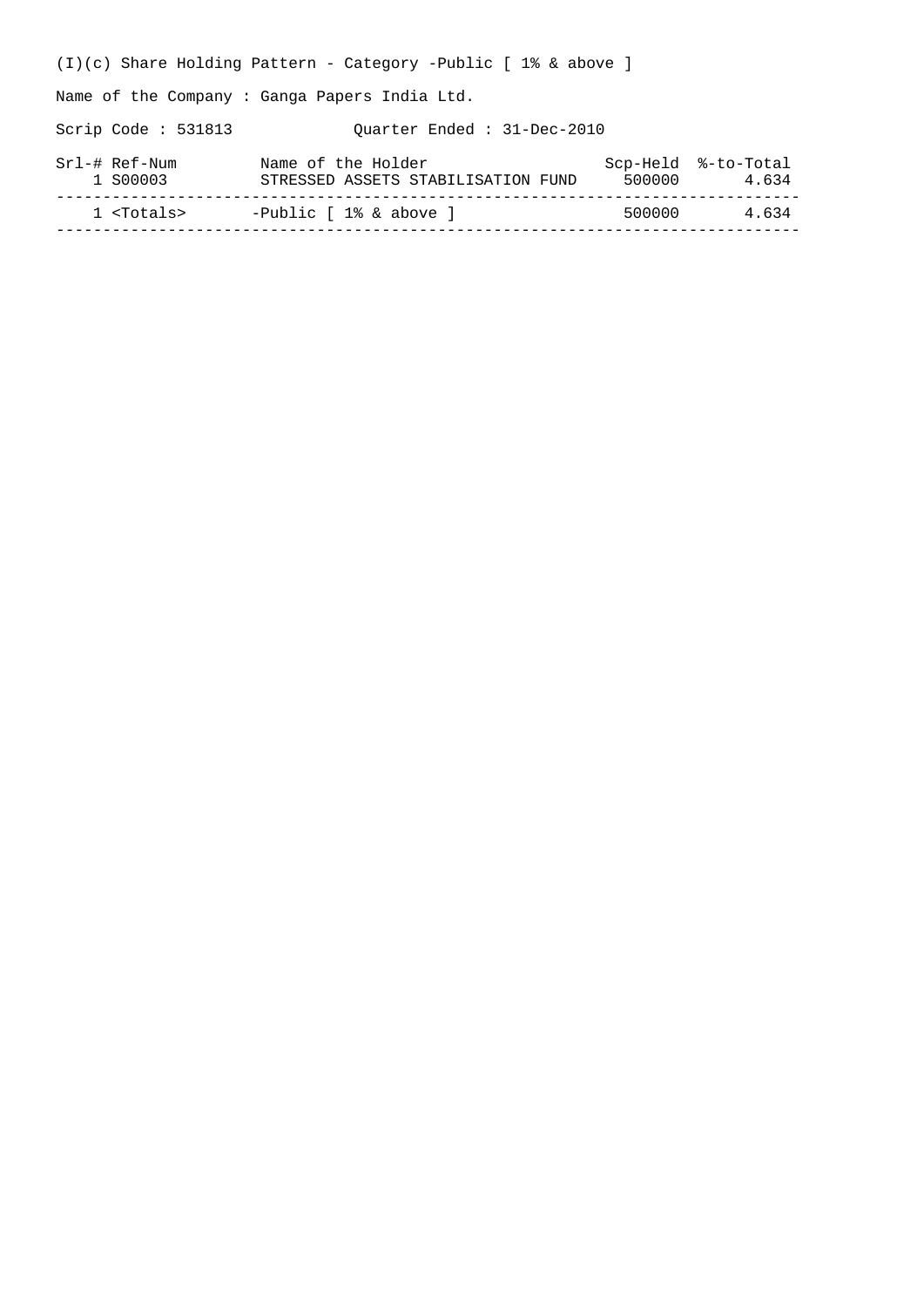(I)(c) Share Holding Pattern - Category -Public [ 1% & above ]

Name of the Company : Ganga Papers India Ltd.

Scrip Code : 531813 Quarter Ended : 31-Dec-2010

| Srl-# | Ref-Num | Name of the Holder | Scp-Held | %-to-Total |
|---|---|---|---|---|
| 1 | S00003 | STRESSED ASSETS STABILISATION FUND | 500000 | 4.634 |
| 1 | <Totals> | -Public [ 1% & above ] | 500000 | 4.634 |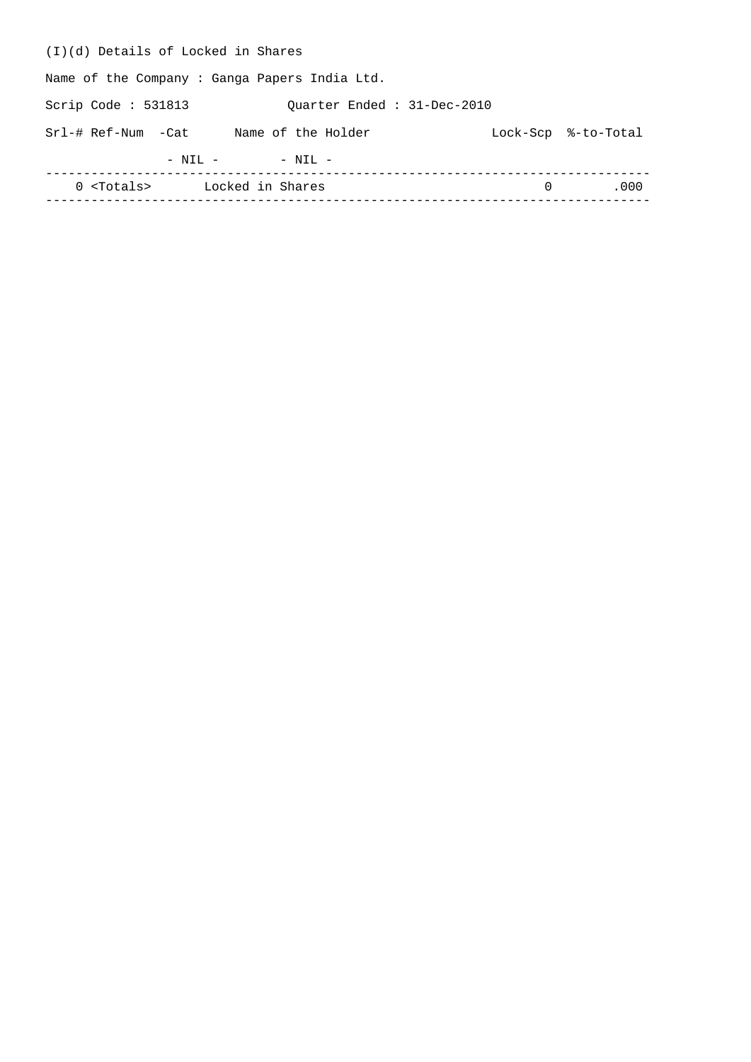(I)(d) Details of Locked in Shares

Name of the Company : Ganga Papers India Ltd.

Scrip Code : 531813 Quarter Ended : 31-Dec-2010

| Srl-# | Ref-Num | -Cat | Name of the Holder | Lock-Scp | %-to-Total |
|---|---|---|---|---|---|
| | | - NIL - | - NIL - | | |
| 0 | <Totals> | | Locked in Shares | 0 | .000 |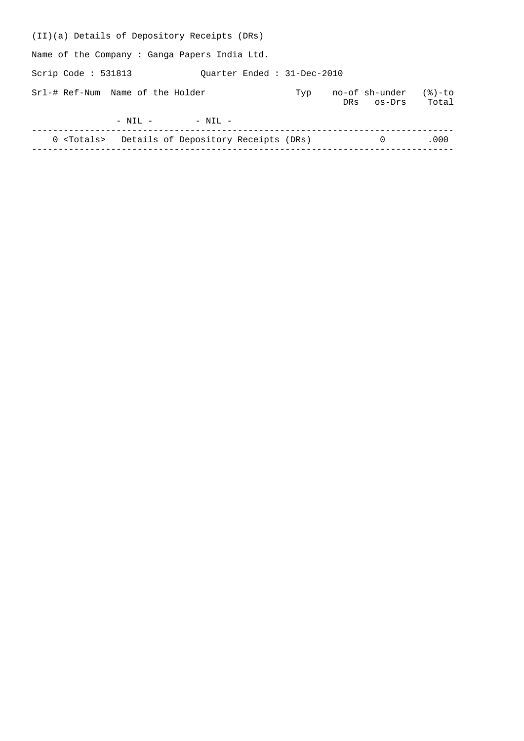(II)(a) Details of Depository Receipts (DRs)

Name of the Company : Ganga Papers India Ltd.

Scrip Code : 531813 Quarter Ended : 31-Dec-2010

| Srl-# | Ref-Num | Name of the Holder | Typ | no-of DRs | sh-under os-Drs | (%)-to Total |
|---|---|---|---|---|---|---|
| | - NIL - | - NIL - | | | | |
| 0 | <Totals> | Details of Depository Receipts (DRs) | | | 0 | .000 |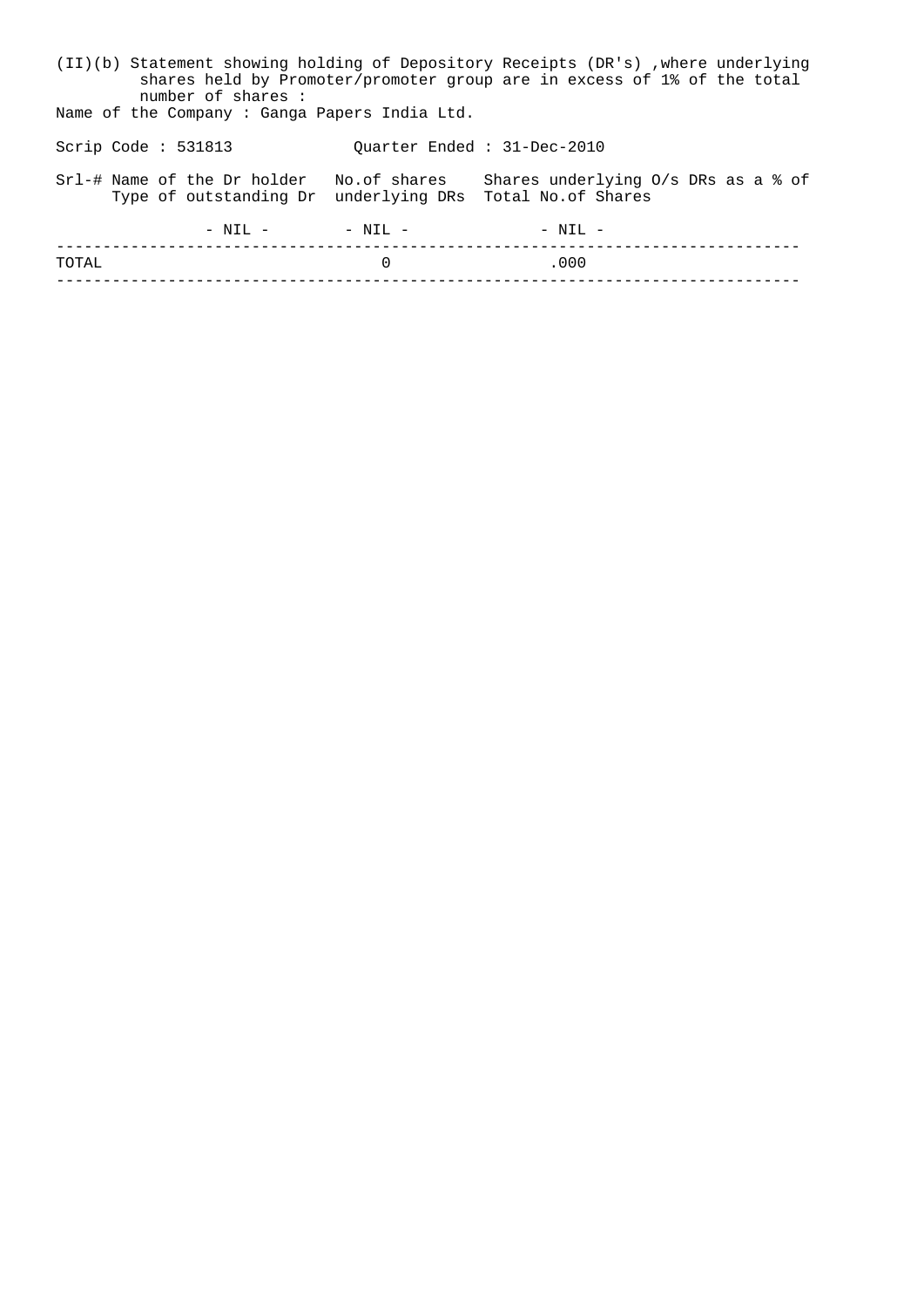(II)(b) Statement showing holding of Depository Receipts (DR's) ,where underlying shares held by Promoter/promoter group are in excess of 1% of the total number of shares :

Name of the Company : Ganga Papers India Ltd.

Scrip Code : 531813 Quarter Ended : 31-Dec-2010

| Srl-# | Name of the Dr holder Type of outstanding Dr | No.of shares underlying DRs | Shares underlying O/s DRs as a % of Total No.of Shares |
|---|---|---|---|
| | - NIL - | - NIL - | - NIL - |
| TOTAL | | 0 | .000 |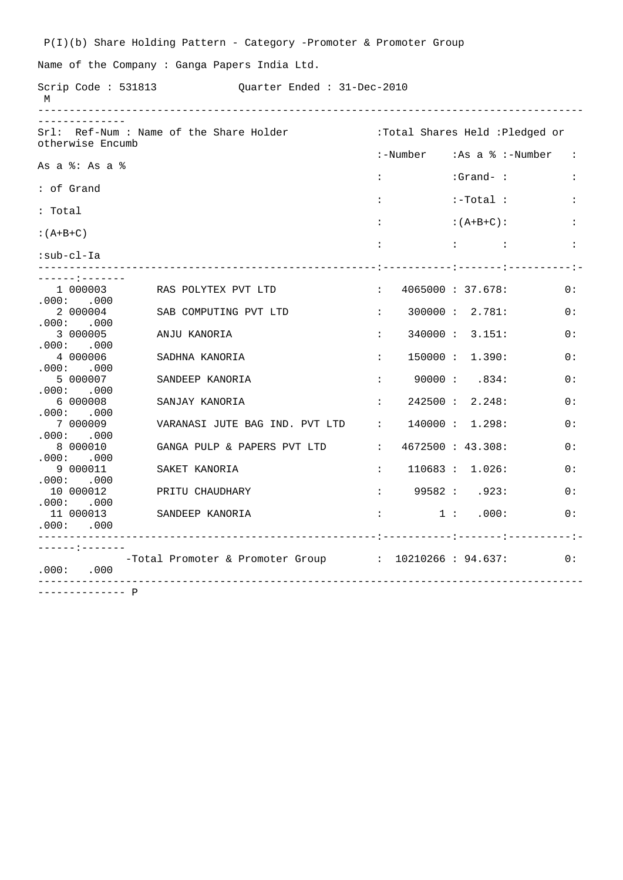P(I)(b) Share Holding Pattern - Category -Promoter & Promoter Group

Name of the Company : Ganga Papers India Ltd.

Scrip Code : 531813 Quarter Ended : 31-Dec-2010

M

| Srl: | Ref-Num | Name of the Share Holder | Total Shares Held -Number | Total Shares Held As a % Grand-Total (A+B+C) | Pledged or otherwise Encumb -Number | As a % | As a % of Grand Total (A+B+C) sub-cl-Ia |
|---|---|---|---|---|---|---|---|
| 1 | 000003 | RAS POLYTEX PVT LTD | 4065000 | 37.678 | 0 | .000 | .000 |
| 2 | 000004 | SAB COMPUTING PVT LTD | 300000 | 2.781 | 0 | .000 | .000 |
| 3 | 000005 | ANJU KANORIA | 340000 | 3.151 | 0 | .000 | .000 |
| 4 | 000006 | SADHNA KANORIA | 150000 | 1.390 | 0 | .000 | .000 |
| 5 | 000007 | SANDEEP KANORIA | 90000 | .834 | 0 | .000 | .000 |
| 6 | 000008 | SANJAY KANORIA | 242500 | 2.248 | 0 | .000 | .000 |
| 7 | 000009 | VARANASI JUTE BAG IND. PVT LTD | 140000 | 1.298 | 0 | .000 | .000 |
| 8 | 000010 | GANGA PULP & PAPERS PVT LTD | 4672500 | 43.308 | 0 | .000 | .000 |
| 9 | 000011 | SAKET KANORIA | 110683 | 1.026 | 0 | .000 | .000 |
| 10 | 000012 | PRITU CHAUDHARY | 99582 | .923 | 0 | .000 | .000 |
| 11 | 000013 | SANDEEP KANORIA | 1 | .000 | 0 | .000 | .000 |
| | | -Total Promoter & Promoter Group | 10210266 | 94.637 | 0 | .000 | .000 |

P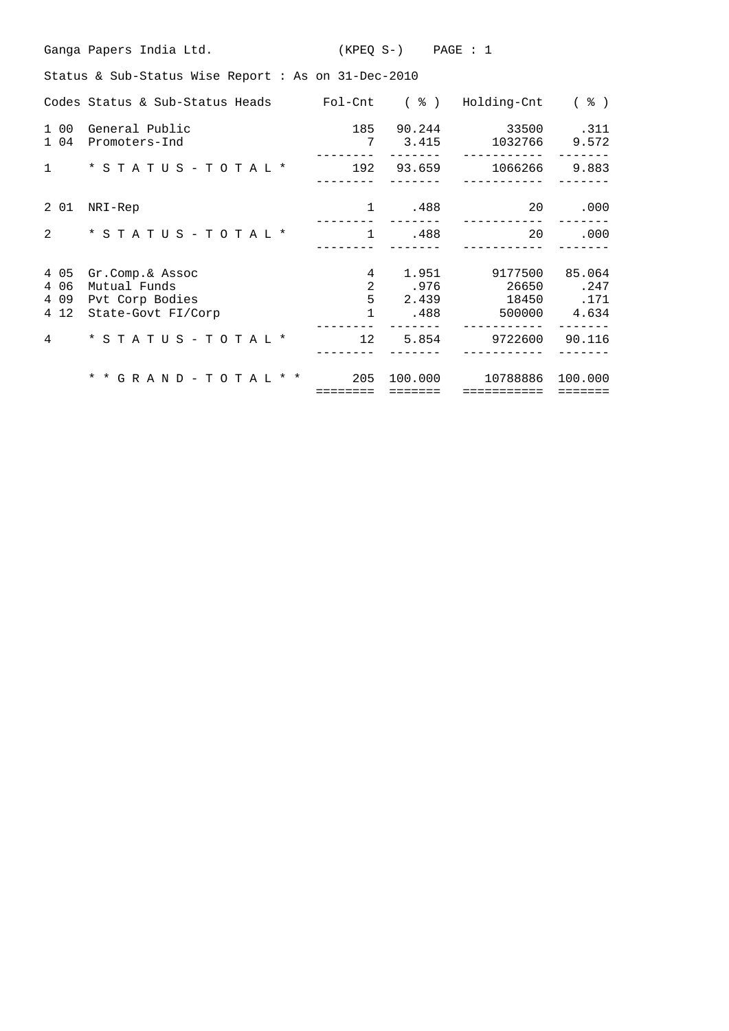Ganga Papers India Ltd. (KPEQ S-) PAGE : 1

Status & Sub-Status Wise Report : As on 31-Dec-2010

| Codes | Status & Sub-Status Heads | Fol-Cnt | ( % ) | Holding-Cnt | ( % ) |
|---|---|---|---|---|---|
| 1 00 | General Public | 185 | 90.244 | 33500 | .311 |
| 1 04 | Promoters-Ind | 7 | 3.415 | 1032766 | 9.572 |
| 1 | * S T A T U S - T O T A L * | 192 | 93.659 | 1066266 | 9.883 |
| 2 01 | NRI-Rep | 1 | .488 | 20 | .000 |
| 2 | * S T A T U S - T O T A L * | 1 | .488 | 20 | .000 |
| 4 05 | Gr.Comp.& Assoc | 4 | 1.951 | 9177500 | 85.064 |
| 4 06 | Mutual Funds | 2 | .976 | 26650 | .247 |
| 4 09 | Pvt Corp Bodies | 5 | 2.439 | 18450 | .171 |
| 4 12 | State-Govt FI/Corp | 1 | .488 | 500000 | 4.634 |
| 4 | * S T A T U S - T O T A L * | 12 | 5.854 | 9722600 | 90.116 |
| | * * G R A N D - T O T A L * * | 205 | 100.000 | 10788886 | 100.000 |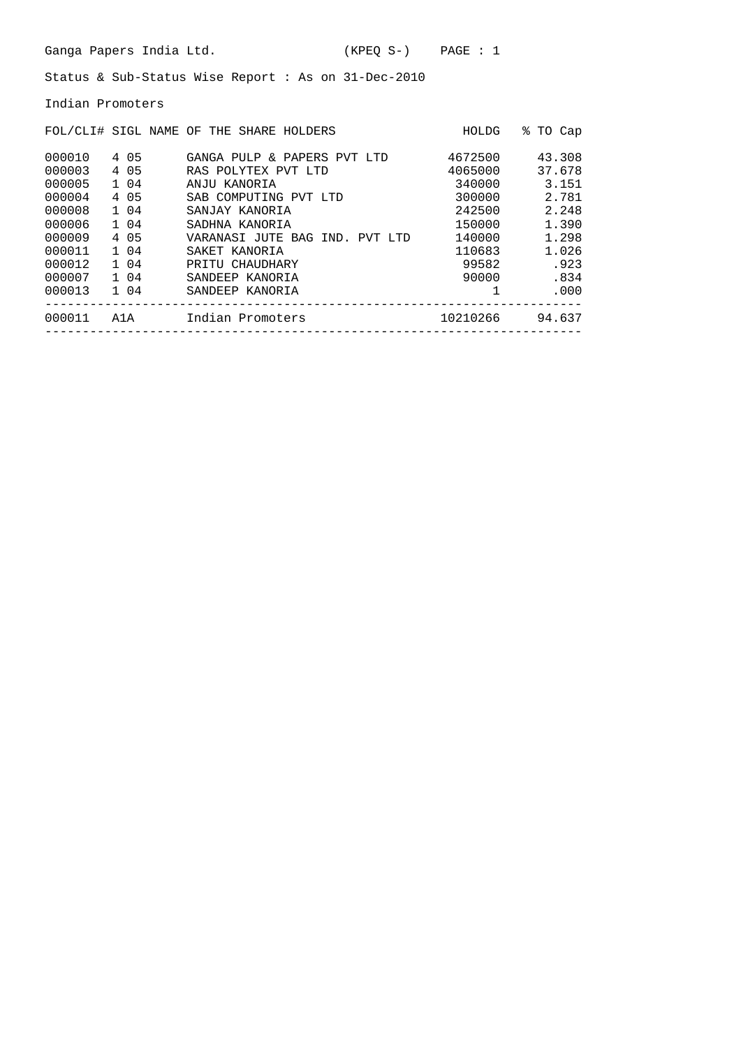Ganga Papers India Ltd. (KPEQ S-) PAGE : 1

Status & Sub-Status Wise Report : As on 31-Dec-2010

Indian Promoters

| FOL/CLI# | SIGL | NAME OF THE SHARE HOLDERS | HOLDG | % TO Cap |
|---|---|---|---|---|
| 000010 | 4 05 | GANGA PULP & PAPERS PVT LTD | 4672500 | 43.308 |
| 000003 | 4 05 | RAS POLYTEX PVT LTD | 4065000 | 37.678 |
| 000005 | 1 04 | ANJU KANORIA | 340000 | 3.151 |
| 000004 | 4 05 | SAB COMPUTING PVT LTD | 300000 | 2.781 |
| 000008 | 1 04 | SANJAY KANORIA | 242500 | 2.248 |
| 000006 | 1 04 | SADHNA KANORIA | 150000 | 1.390 |
| 000009 | 4 05 | VARANASI JUTE BAG IND. PVT LTD | 140000 | 1.298 |
| 000011 | 1 04 | SAKET KANORIA | 110683 | 1.026 |
| 000012 | 1 04 | PRITU CHAUDHARY | 99582 | .923 |
| 000007 | 1 04 | SANDEEP KANORIA | 90000 | .834 |
| 000013 | 1 04 | SANDEEP KANORIA | 1 | .000 |
| 000011 | A1A | Indian Promoters | 10210266 | 94.637 |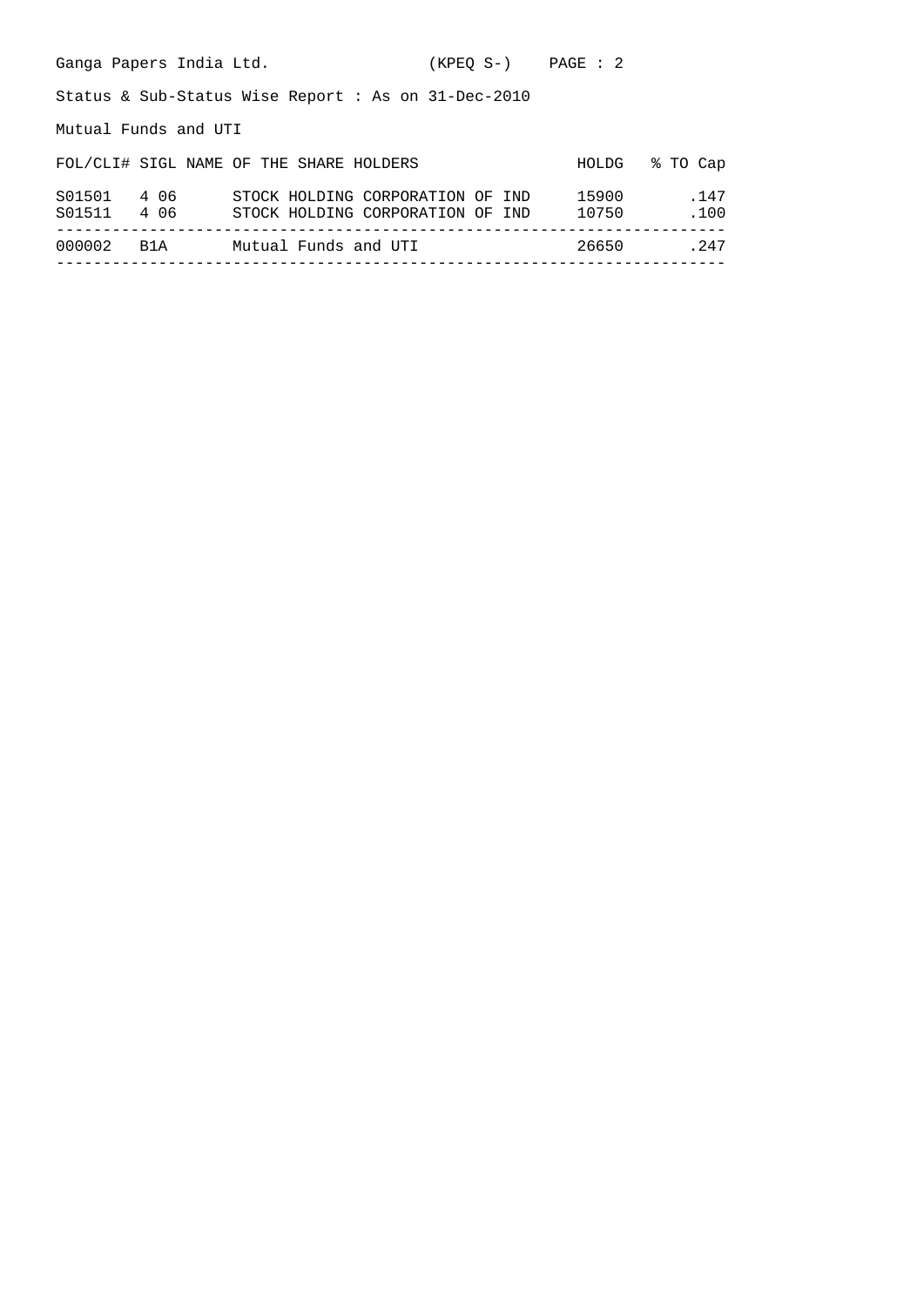Ganga Papers India Ltd. (KPEQ S-) PAGE : 2

Status & Sub-Status Wise Report : As on 31-Dec-2010

Mutual Funds and UTI

| FOL/CLI# | SIGL | NAME OF THE SHARE HOLDERS | HOLDG | % TO Cap |
|---|---|---|---|---|
| S01501 | 4 06 | STOCK HOLDING CORPORATION OF IND | 15900 | .147 |
| S01511 | 4 06 | STOCK HOLDING CORPORATION OF IND | 10750 | .100 |
| 000002 | B1A | Mutual Funds and UTI | 26650 | .247 |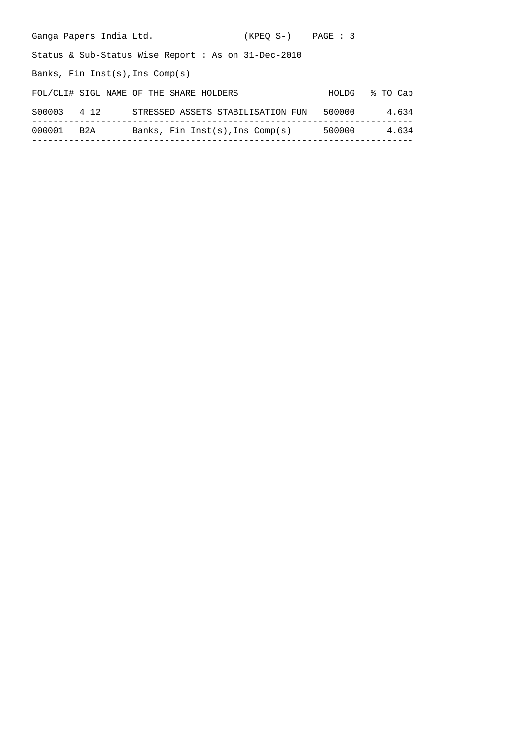Ganga Papers India Ltd. (KPEQ S-)

Status & Sub-Status Wise Report : As on 31-Dec-2010

Banks, Fin Inst(s),Ins Comp(s)

| FOL/CLI# | SIGL | NAME OF THE SHARE HOLDERS | HOLDG | % TO Cap |
|---|---|---|---|---|
| S00003 | 4 12 | STRESSED ASSETS STABILISATION FUN | 500000 | 4.634 |
| 000001 | B2A | Banks, Fin Inst(s),Ins Comp(s) | 500000 | 4.634 |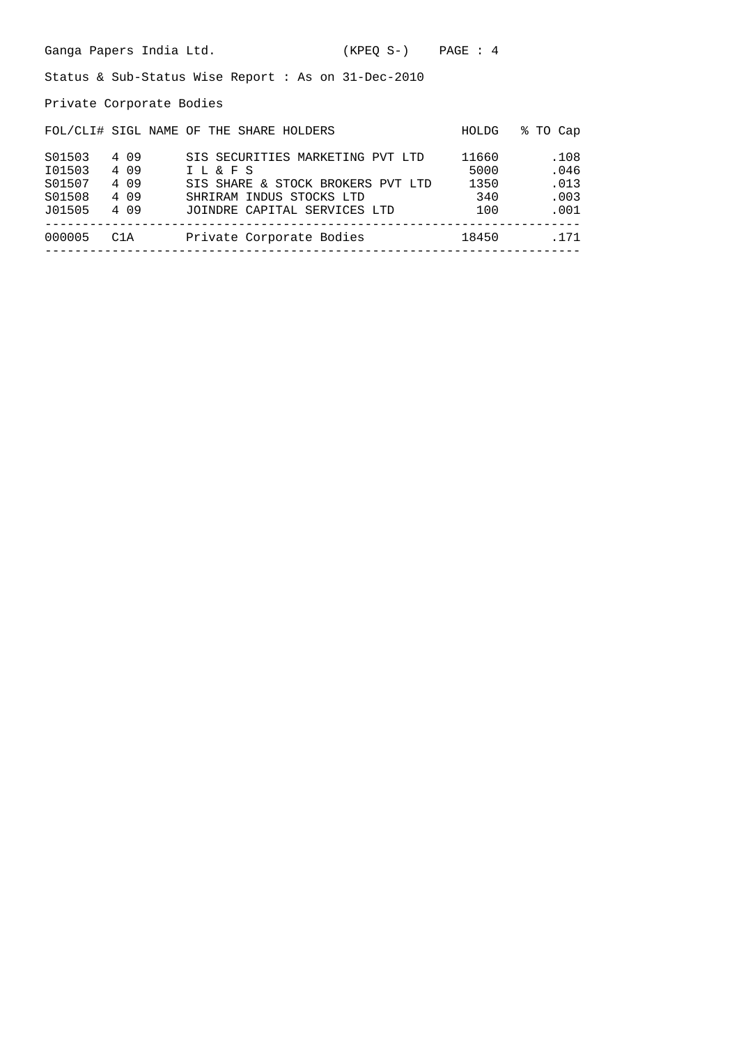Ganga Papers India Ltd. (KPEQ S-)

Status & Sub-Status Wise Report : As on 31-Dec-2010

Private Corporate Bodies

| FOL/CLI# | SIGL | NAME OF THE SHARE HOLDERS | HOLDG | % TO Cap |
|---|---|---|---|---|
| S01503 | 4 09 | SIS SECURITIES MARKETING PVT LTD | 11660 | .108 |
| I01503 | 4 09 | I L & F S | 5000 | .046 |
| S01507 | 4 09 | SIS SHARE & STOCK BROKERS PVT LTD | 1350 | .013 |
| S01508 | 4 09 | SHRIRAM INDUS STOCKS LTD | 340 | .003 |
| J01505 | 4 09 | JOINDRE CAPITAL SERVICES LTD | 100 | .001 |
| 000005 | C1A | Private Corporate Bodies | 18450 | .171 |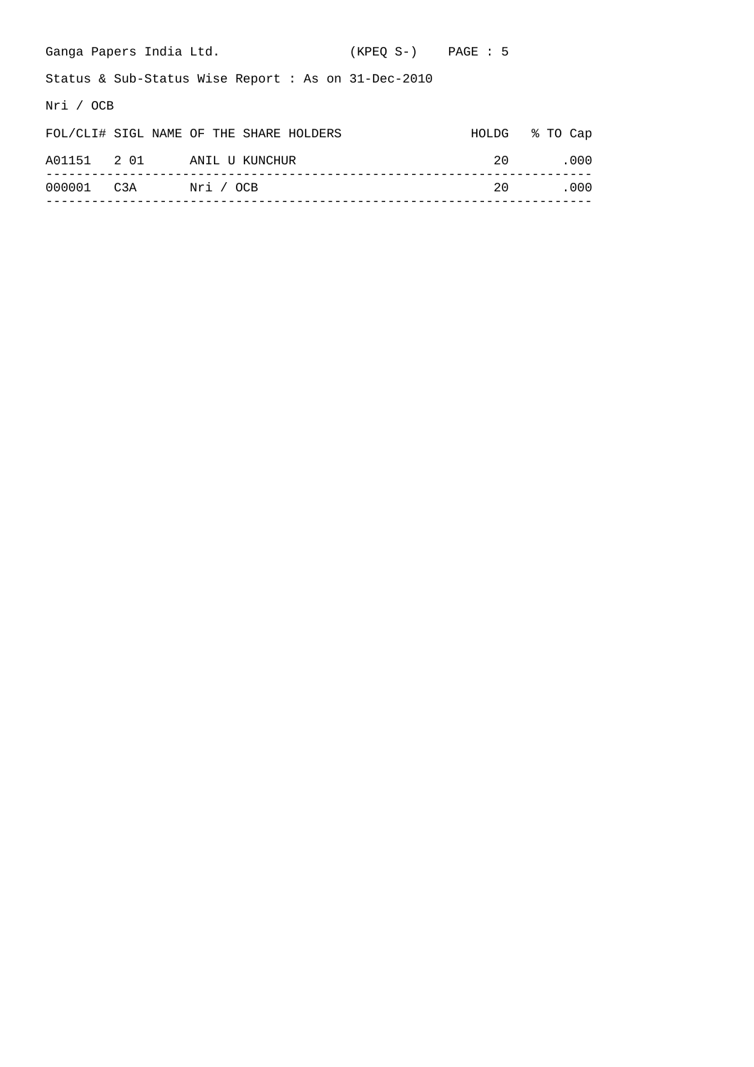Ganga Papers India Ltd. (KPEQ S-) PAGE : 5

Status & Sub-Status Wise Report : As on 31-Dec-2010

Nri / OCB

| FOL/CLI# | SIGL | NAME OF THE SHARE HOLDERS | HOLDG | % TO Cap |
|---|---|---|---|---|
| A01151 | 2 01 | ANIL U KUNCHUR | 20 | .000 |
| 000001 | C3A | Nri / OCB | 20 | .000 |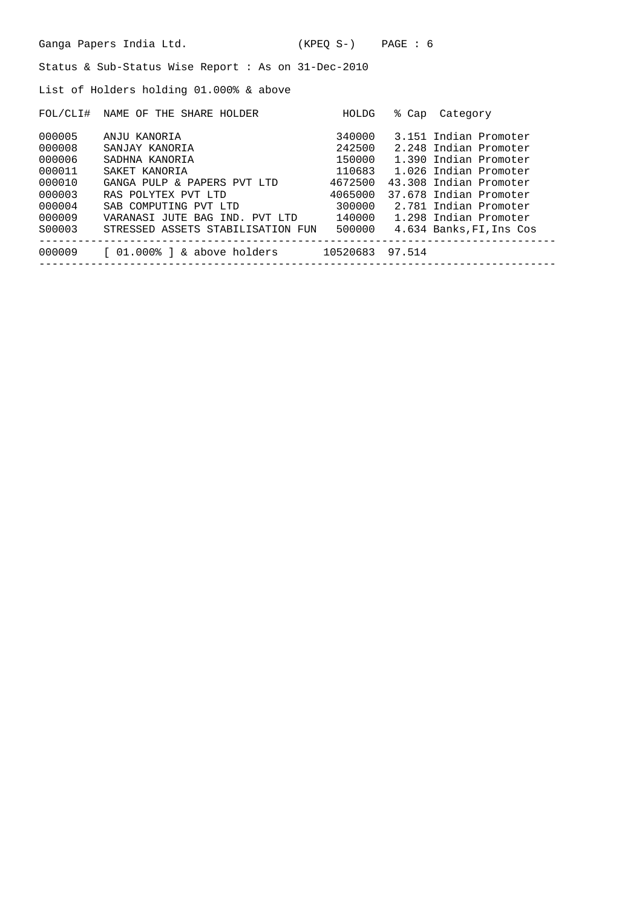Ganga Papers India Ltd. (KPEQ S-) PAGE : 6

Status & Sub-Status Wise Report : As on 31-Dec-2010

List of Holders holding 01.000% & above

| FOL/CLI# | NAME OF THE SHARE HOLDER | HOLDG | % Cap | Category |
|---|---|---|---|---|
| 000005 | ANJU KANORIA | 340000 | 3.151 | Indian Promoter |
| 000008 | SANJAY KANORIA | 242500 | 2.248 | Indian Promoter |
| 000006 | SADHNA KANORIA | 150000 | 1.390 | Indian Promoter |
| 000011 | SAKET KANORIA | 110683 | 1.026 | Indian Promoter |
| 000010 | GANGA PULP & PAPERS PVT LTD | 4672500 | 43.308 | Indian Promoter |
| 000003 | RAS POLYTEX PVT LTD | 4065000 | 37.678 | Indian Promoter |
| 000004 | SAB COMPUTING PVT LTD | 300000 | 2.781 | Indian Promoter |
| 000009 | VARANASI JUTE BAG IND. PVT LTD | 140000 | 1.298 | Indian Promoter |
| S00003 | STRESSED ASSETS STABILISATION FUN | 500000 | 4.634 | Banks,FI,Ins Cos |
| 000009 | [ 01.000% ] & above holders | 10520683 | 97.514 | |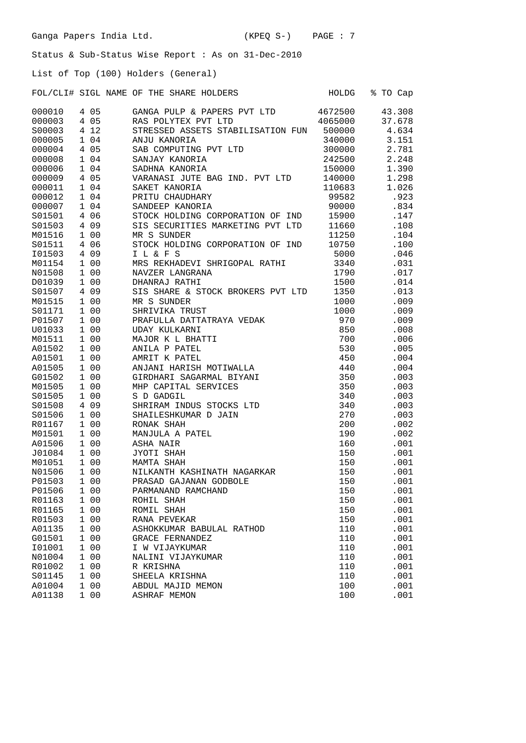Ganga Papers India Ltd. (KPEQ S-) PAGE : 7

Status & Sub-Status Wise Report : As on 31-Dec-2010

List of Top (100) Holders (General)

| FOL/CLI# | SIGL | NAME OF THE SHARE HOLDERS | HOLDG | % TO Cap |
|---|---|---|---|---|
| 000010 | 4 05 | GANGA PULP & PAPERS PVT LTD | 4672500 | 43.308 |
| 000003 | 4 05 | RAS POLYTEX PVT LTD | 4065000 | 37.678 |
| S00003 | 4 12 | STRESSED ASSETS STABILISATION FUN | 500000 | 4.634 |
| 000005 | 1 04 | ANJU KANORIA | 340000 | 3.151 |
| 000004 | 4 05 | SAB COMPUTING PVT LTD | 300000 | 2.781 |
| 000008 | 1 04 | SANJAY KANORIA | 242500 | 2.248 |
| 000006 | 1 04 | SADHNA KANORIA | 150000 | 1.390 |
| 000009 | 4 05 | VARANASI JUTE BAG IND. PVT LTD | 140000 | 1.298 |
| 000011 | 1 04 | SAKET KANORIA | 110683 | 1.026 |
| 000012 | 1 04 | PRITU CHAUDHARY | 99582 | .923 |
| 000007 | 1 04 | SANDEEP KANORIA | 90000 | .834 |
| S01501 | 4 06 | STOCK HOLDING CORPORATION OF IND | 15900 | .147 |
| S01503 | 4 09 | SIS SECURITIES MARKETING PVT LTD | 11660 | .108 |
| M01516 | 1 00 | MR S SUNDER | 11250 | .104 |
| S01511 | 4 06 | STOCK HOLDING CORPORATION OF IND | 10750 | .100 |
| I01503 | 4 09 | I L & F S | 5000 | .046 |
| M01154 | 1 00 | MRS REKHADEVI SHRIGOPAL RATHI | 3340 | .031 |
| N01508 | 1 00 | NAVZER LANGRANA | 1790 | .017 |
| D01039 | 1 00 | DHANRAJ RATHI | 1500 | .014 |
| S01507 | 4 09 | SIS SHARE & STOCK BROKERS PVT LTD | 1350 | .013 |
| M01515 | 1 00 | MR S SUNDER | 1000 | .009 |
| S01171 | 1 00 | SHRIVIKA TRUST | 1000 | .009 |
| P01507 | 1 00 | PRAFULLA DATTATRAYA VEDAK | 970 | .009 |
| U01033 | 1 00 | UDAY KULKARNI | 850 | .008 |
| M01511 | 1 00 | MAJOR K L BHATTI | 700 | .006 |
| A01502 | 1 00 | ANILA P PATEL | 530 | .005 |
| A01501 | 1 00 | AMRIT K PATEL | 450 | .004 |
| A01505 | 1 00 | ANJANI HARISH MOTIWALLA | 440 | .004 |
| G01502 | 1 00 | GIRDHARI SAGARMAL BIYANI | 350 | .003 |
| M01505 | 1 00 | MHP CAPITAL SERVICES | 350 | .003 |
| S01505 | 1 00 | S D GADGIL | 340 | .003 |
| S01508 | 4 09 | SHRIRAM INDUS STOCKS LTD | 340 | .003 |
| S01506 | 1 00 | SHAILESHKUMAR D JAIN | 270 | .003 |
| R01167 | 1 00 | RONAK SHAH | 200 | .002 |
| M01501 | 1 00 | MANJULA A PATEL | 190 | .002 |
| A01506 | 1 00 | ASHA NAIR | 160 | .001 |
| J01084 | 1 00 | JYOTI SHAH | 150 | .001 |
| M01051 | 1 00 | MAMTA SHAH | 150 | .001 |
| N01506 | 1 00 | NILKANTH KASHINATH NAGARKAR | 150 | .001 |
| P01503 | 1 00 | PRASAD GAJANAN GODBOLE | 150 | .001 |
| P01506 | 1 00 | PARMANAND RAMCHAND | 150 | .001 |
| R01163 | 1 00 | ROHIL SHAH | 150 | .001 |
| R01165 | 1 00 | ROMIL SHAH | 150 | .001 |
| R01503 | 1 00 | RANA PEVEKAR | 150 | .001 |
| A01135 | 1 00 | ASHOKKUMAR BABULAL RATHOD | 110 | .001 |
| G01501 | 1 00 | GRACE FERNANDEZ | 110 | .001 |
| I01001 | 1 00 | I W VIJAYKUMAR | 110 | .001 |
| N01004 | 1 00 | NALINI VIJAYKUMAR | 110 | .001 |
| R01002 | 1 00 | R KRISHNA | 110 | .001 |
| S01145 | 1 00 | SHEELA KRISHNA | 110 | .001 |
| A01004 | 1 00 | ABDUL MAJID MEMON | 100 | .001 |
| A01138 | 1 00 | ASHRAF MEMON | 100 | .001 |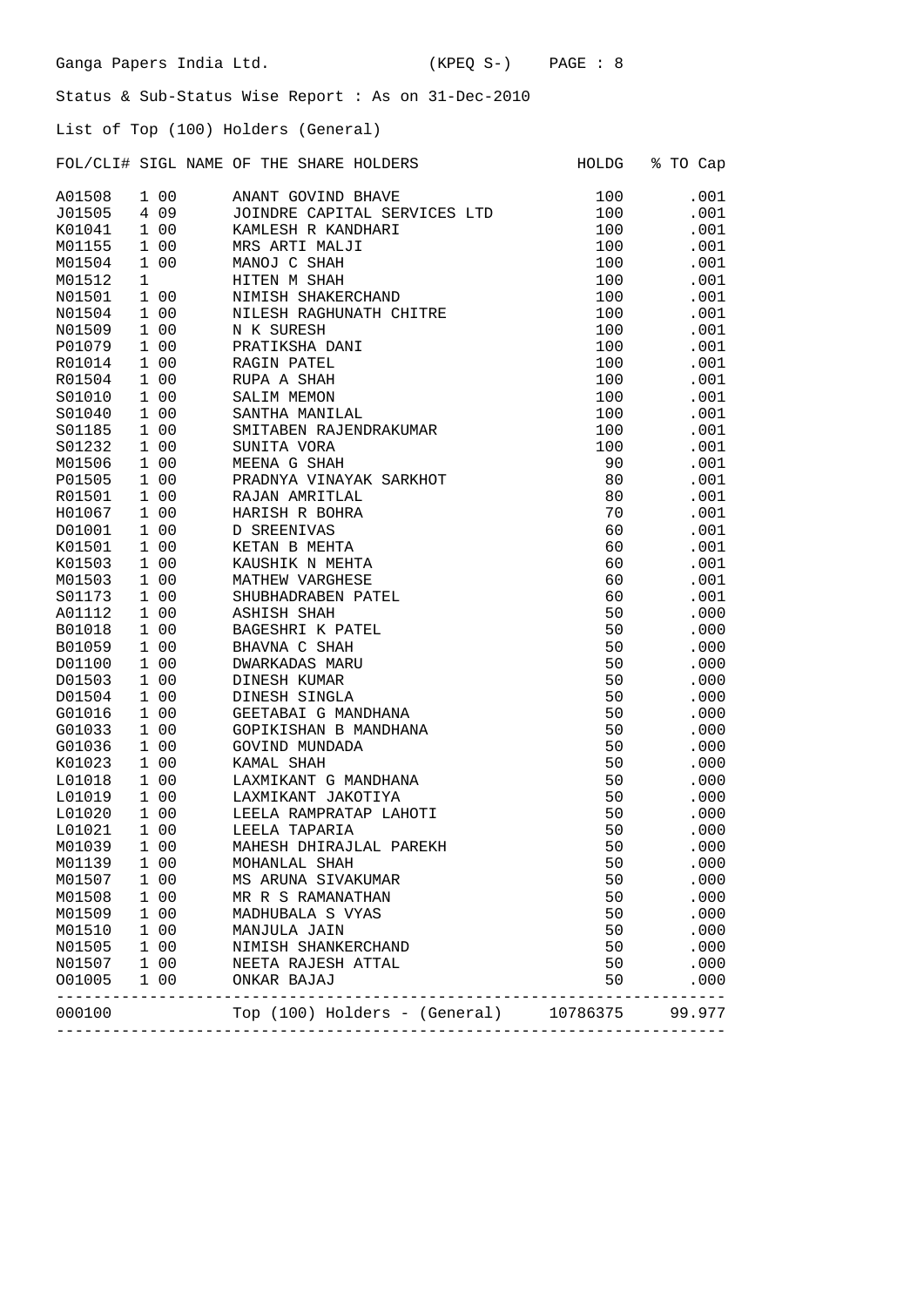Ganga Papers India Ltd. (KPEQ S-) PAGE : 8

Status & Sub-Status Wise Report : As on 31-Dec-2010

List of Top (100) Holders (General)

| FOL/CLI# | SIGL | NAME OF THE SHARE HOLDERS | HOLDG | % TO Cap |
|---|---|---|---|---|
| A01508 | 1 00 | ANANT GOVIND BHAVE | 100 | .001 |
| J01505 | 4 09 | JOINDRE CAPITAL SERVICES LTD | 100 | .001 |
| K01041 | 1 00 | KAMLESH R KANDHARI | 100 | .001 |
| M01155 | 1 00 | MRS ARTI MALJI | 100 | .001 |
| M01504 | 1 00 | MANOJ C SHAH | 100 | .001 |
| M01512 | 1 | HITEN M SHAH | 100 | .001 |
| N01501 | 1 00 | NIMISH SHAKERCHAND | 100 | .001 |
| N01504 | 1 00 | NILESH RAGHUNATH CHITRE | 100 | .001 |
| N01509 | 1 00 | N K SURESH | 100 | .001 |
| P01079 | 1 00 | PRATIKSHA DANI | 100 | .001 |
| R01014 | 1 00 | RAGIN PATEL | 100 | .001 |
| R01504 | 1 00 | RUPA A SHAH | 100 | .001 |
| S01010 | 1 00 | SALIM MEMON | 100 | .001 |
| S01040 | 1 00 | SANTHA MANILAL | 100 | .001 |
| S01185 | 1 00 | SMITABEN RAJENDRAKUMAR | 100 | .001 |
| S01232 | 1 00 | SUNITA VORA | 100 | .001 |
| M01506 | 1 00 | MEENA G SHAH | 90 | .001 |
| P01505 | 1 00 | PRADNYA VINAYAK SARKHOT | 80 | .001 |
| R01501 | 1 00 | RAJAN AMRITLAL | 80 | .001 |
| H01067 | 1 00 | HARISH R BOHRA | 70 | .001 |
| D01001 | 1 00 | D SREENIVAS | 60 | .001 |
| K01501 | 1 00 | KETAN B MEHTA | 60 | .001 |
| K01503 | 1 00 | KAUSHIK N MEHTA | 60 | .001 |
| M01503 | 1 00 | MATHEW VARGHESE | 60 | .001 |
| S01173 | 1 00 | SHUBHADRABEN PATEL | 60 | .001 |
| A01112 | 1 00 | ASHISH SHAH | 50 | .000 |
| B01018 | 1 00 | BAGESHRI K PATEL | 50 | .000 |
| B01059 | 1 00 | BHAVNA C SHAH | 50 | .000 |
| D01100 | 1 00 | DWARKADAS MARU | 50 | .000 |
| D01503 | 1 00 | DINESH KUMAR | 50 | .000 |
| D01504 | 1 00 | DINESH SINGLA | 50 | .000 |
| G01016 | 1 00 | GEETABAI G MANDHANA | 50 | .000 |
| G01033 | 1 00 | GOPIKISHAN B MANDHANA | 50 | .000 |
| G01036 | 1 00 | GOVIND MUNDADA | 50 | .000 |
| K01023 | 1 00 | KAMAL SHAH | 50 | .000 |
| L01018 | 1 00 | LAXMIKANT G MANDHANA | 50 | .000 |
| L01019 | 1 00 | LAXMIKANT JAKOTIYA | 50 | .000 |
| L01020 | 1 00 | LEELA RAMPRATAP LAHOTI | 50 | .000 |
| L01021 | 1 00 | LEELA TAPARIA | 50 | .000 |
| M01039 | 1 00 | MAHESH DHIRAJLAL PAREKH | 50 | .000 |
| M01139 | 1 00 | MOHANLAL SHAH | 50 | .000 |
| M01507 | 1 00 | MS ARUNA SIVAKUMAR | 50 | .000 |
| M01508 | 1 00 | MR R S RAMANATHAN | 50 | .000 |
| M01509 | 1 00 | MADHUBALA S VYAS | 50 | .000 |
| M01510 | 1 00 | MANJULA JAIN | 50 | .000 |
| N01505 | 1 00 | NIMISH SHANKERCHAND | 50 | .000 |
| N01507 | 1 00 | NEETA RAJESH ATTAL | 50 | .000 |
| O01005 | 1 00 | ONKAR BAJAJ | 50 | .000 |
| 000100 | | Top (100) Holders - (General) | 10786375 | 99.977 |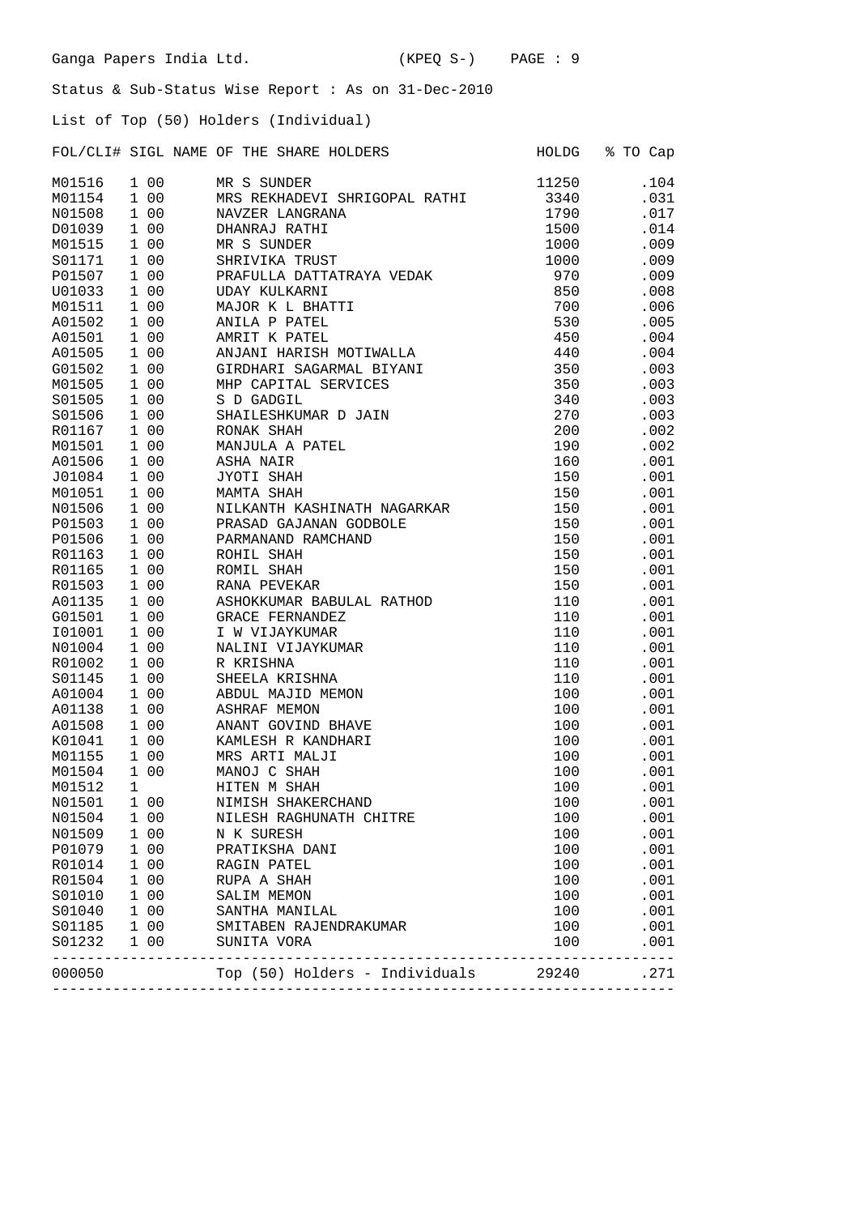Ganga Papers India Ltd. (KPEQ S-) PAGE : 9

Status & Sub-Status Wise Report : As on 31-Dec-2010

List of Top (50) Holders (Individual)

| FOL/CLI# | SIGL | NAME OF THE SHARE HOLDERS | HOLDG | % TO Cap |
|---|---|---|---|---|
| M01516 | 1 00 | MR S SUNDER | 11250 | .104 |
| M01154 | 1 00 | MRS REKHADEVI SHRIGOPAL RATHI | 3340 | .031 |
| N01508 | 1 00 | NAVZER LANGRANA | 1790 | .017 |
| D01039 | 1 00 | DHANRAJ RATHI | 1500 | .014 |
| M01515 | 1 00 | MR S SUNDER | 1000 | .009 |
| S01171 | 1 00 | SHRIVIKA TRUST | 1000 | .009 |
| P01507 | 1 00 | PRAFULLA DATTATRAYA VEDAK | 970 | .009 |
| U01033 | 1 00 | UDAY KULKARNI | 850 | .008 |
| M01511 | 1 00 | MAJOR K L BHATTI | 700 | .006 |
| A01502 | 1 00 | ANILA P PATEL | 530 | .005 |
| A01501 | 1 00 | AMRIT K PATEL | 450 | .004 |
| A01505 | 1 00 | ANJANI HARISH MOTIWALLA | 440 | .004 |
| G01502 | 1 00 | GIRDHARI SAGARMAL BIYANI | 350 | .003 |
| M01505 | 1 00 | MHP CAPITAL SERVICES | 350 | .003 |
| S01505 | 1 00 | S D GADGIL | 340 | .003 |
| S01506 | 1 00 | SHAILESHKUMAR D JAIN | 270 | .003 |
| R01167 | 1 00 | RONAK SHAH | 200 | .002 |
| M01501 | 1 00 | MANJULA A PATEL | 190 | .002 |
| A01506 | 1 00 | ASHA NAIR | 160 | .001 |
| J01084 | 1 00 | JYOTI SHAH | 150 | .001 |
| M01051 | 1 00 | MAMTA SHAH | 150 | .001 |
| N01506 | 1 00 | NILKANTH KASHINATH NAGARKAR | 150 | .001 |
| P01503 | 1 00 | PRASAD GAJANAN GODBOLE | 150 | .001 |
| P01506 | 1 00 | PARMANAND RAMCHAND | 150 | .001 |
| R01163 | 1 00 | ROHIL SHAH | 150 | .001 |
| R01165 | 1 00 | ROMIL SHAH | 150 | .001 |
| R01503 | 1 00 | RANA PEVEKAR | 150 | .001 |
| A01135 | 1 00 | ASHOKKUMAR BABULAL RATHOD | 110 | .001 |
| G01501 | 1 00 | GRACE FERNANDEZ | 110 | .001 |
| I01001 | 1 00 | I W VIJAYKUMAR | 110 | .001 |
| N01004 | 1 00 | NALINI VIJAYKUMAR | 110 | .001 |
| R01002 | 1 00 | R KRISHNA | 110 | .001 |
| S01145 | 1 00 | SHEELA KRISHNA | 110 | .001 |
| A01004 | 1 00 | ABDUL MAJID MEMON | 100 | .001 |
| A01138 | 1 00 | ASHRAF MEMON | 100 | .001 |
| A01508 | 1 00 | ANANT GOVIND BHAVE | 100 | .001 |
| K01041 | 1 00 | KAMLESH R KANDHARI | 100 | .001 |
| M01155 | 1 00 | MRS ARTI MALJI | 100 | .001 |
| M01504 | 1 00 | MANOJ C SHAH | 100 | .001 |
| M01512 | 1 | HITEN M SHAH | 100 | .001 |
| N01501 | 1 00 | NIMISH SHAKERCHAND | 100 | .001 |
| N01504 | 1 00 | NILESH RAGHUNATH CHITRE | 100 | .001 |
| N01509 | 1 00 | N K SURESH | 100 | .001 |
| P01079 | 1 00 | PRATIKSHA DANI | 100 | .001 |
| R01014 | 1 00 | RAGIN PATEL | 100 | .001 |
| R01504 | 1 00 | RUPA A SHAH | 100 | .001 |
| S01010 | 1 00 | SALIM MEMON | 100 | .001 |
| S01040 | 1 00 | SANTHA MANILAL | 100 | .001 |
| S01185 | 1 00 | SMITABEN RAJENDRAKUMAR | 100 | .001 |
| S01232 | 1 00 | SUNITA VORA | 100 | .001 |
| 000050 | | Top (50) Holders - Individuals | 29240 | .271 |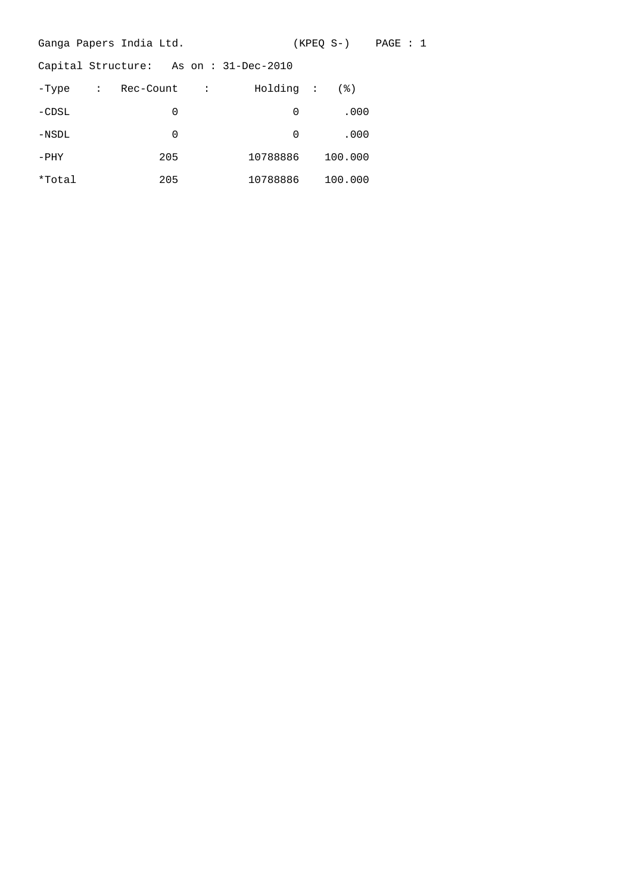Ganga Papers India Ltd. (KPEQ S-) PAGE : 1

Capital Structure: As on : 31-Dec-2010

| -Type : | Rec-Count : | Holding : | (%) |
|---|---|---|---|
| -CDSL | 0 | 0 | .000 |
| -NSDL | 0 | 0 | .000 |
| -PHY | 205 | 10788886 | 100.000 |
| *Total | 205 | 10788886 | 100.000 |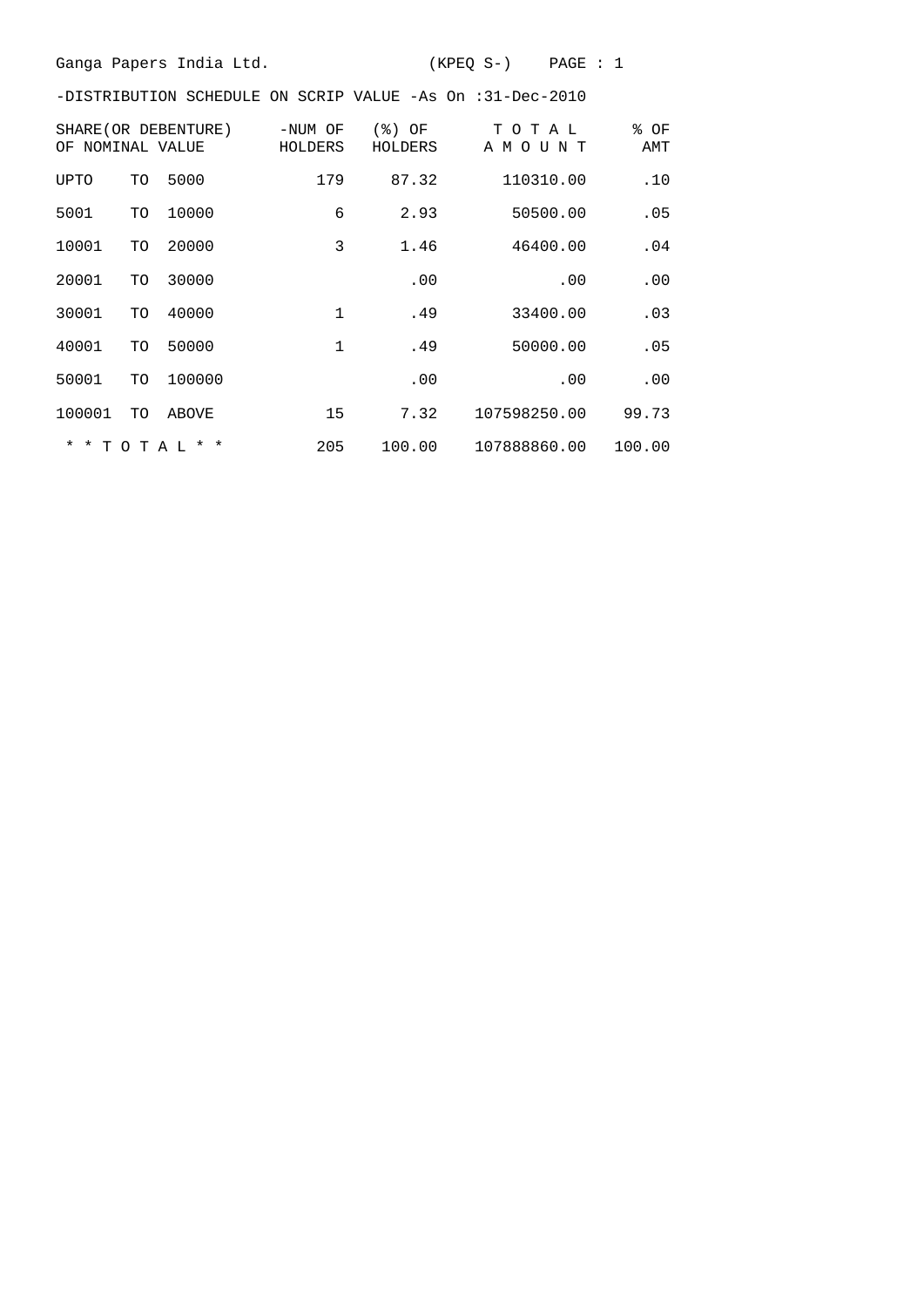Ganga Papers India Ltd. (KPEQ S-) PAGE : 1

-DISTRIBUTION SCHEDULE ON SCRIP VALUE -As On :31-Dec-2010

| SHARE(OR DEBENTURE) OF NOMINAL VALUE | -NUM OF HOLDERS | (%) OF HOLDERS | T O T A L A M O U N T | % OF AMT |
|---|---|---|---|---|
| UPTO TO 5000 | 179 | 87.32 | 110310.00 | .10 |
| 5001 TO 10000 | 6 | 2.93 | 50500.00 | .05 |
| 10001 TO 20000 | 3 | 1.46 | 46400.00 | .04 |
| 20001 TO 30000 | | .00 | .00 | .00 |
| 30001 TO 40000 | 1 | .49 | 33400.00 | .03 |
| 40001 TO 50000 | 1 | .49 | 50000.00 | .05 |
| 50001 TO 100000 | | .00 | .00 | .00 |
| 100001 TO ABOVE | 15 | 7.32 | 107598250.00 | 99.73 |
| * * T O T A L * * | 205 | 100.00 | 107888860.00 | 100.00 |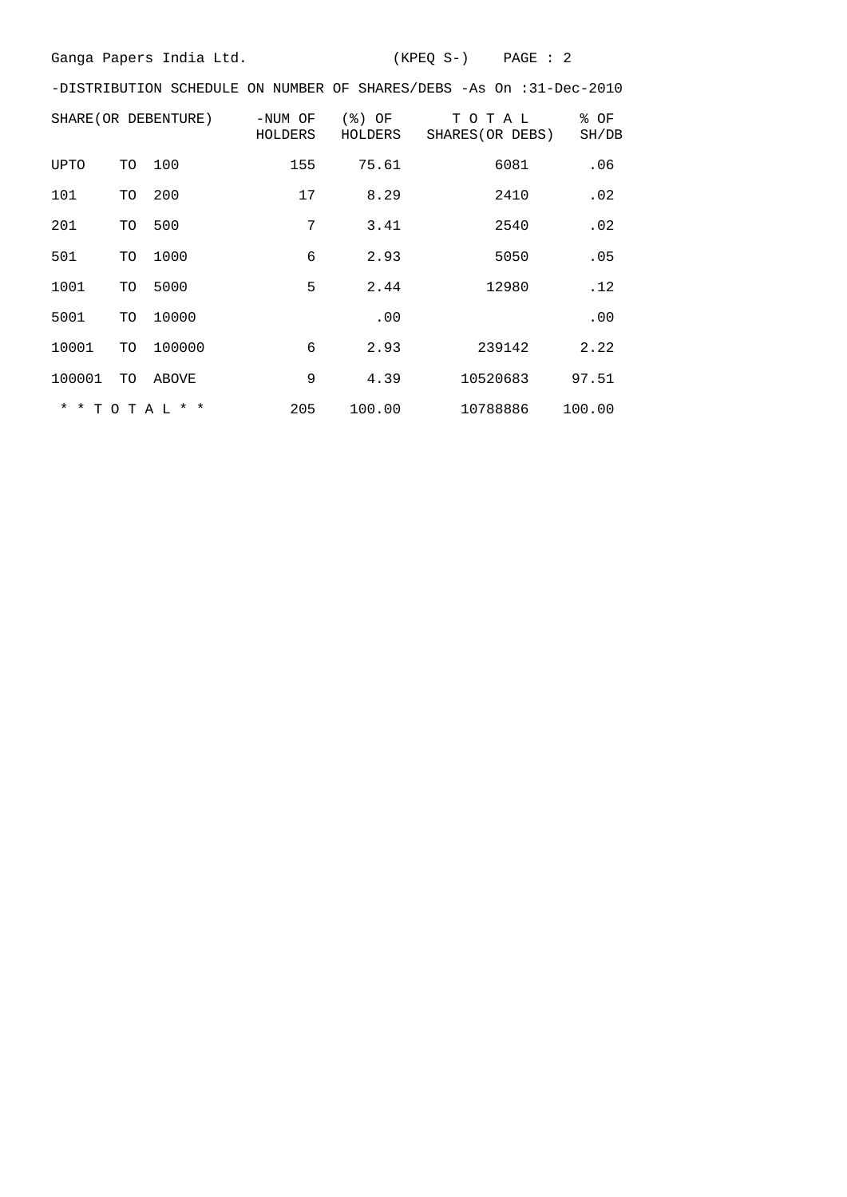Ganga Papers India Ltd. (KPEQ S-)

-DISTRIBUTION SCHEDULE ON NUMBER OF SHARES/DEBS -As On :31-Dec-2010

| SHARE(OR DEBENTURE) | | | -NUM OF HOLDERS | (%) OF HOLDERS | T O T A L SHARES(OR DEBS) | % OF SH/DB |
|---|---|---|---|---|---|---|
| UPTO | TO | 100 | 155 | 75.61 | 6081 | .06 |
| 101 | TO | 200 | 17 | 8.29 | 2410 | .02 |
| 201 | TO | 500 | 7 | 3.41 | 2540 | .02 |
| 501 | TO | 1000 | 6 | 2.93 | 5050 | .05 |
| 1001 | TO | 5000 | 5 | 2.44 | 12980 | .12 |
| 5001 | TO | 10000 | | .00 | | .00 |
| 10001 | TO | 100000 | 6 | 2.93 | 239142 | 2.22 |
| 100001 | TO | ABOVE | 9 | 4.39 | 10520683 | 97.51 |
| * * T O T A L * * | | | 205 | 100.00 | 10788886 | 100.00 |